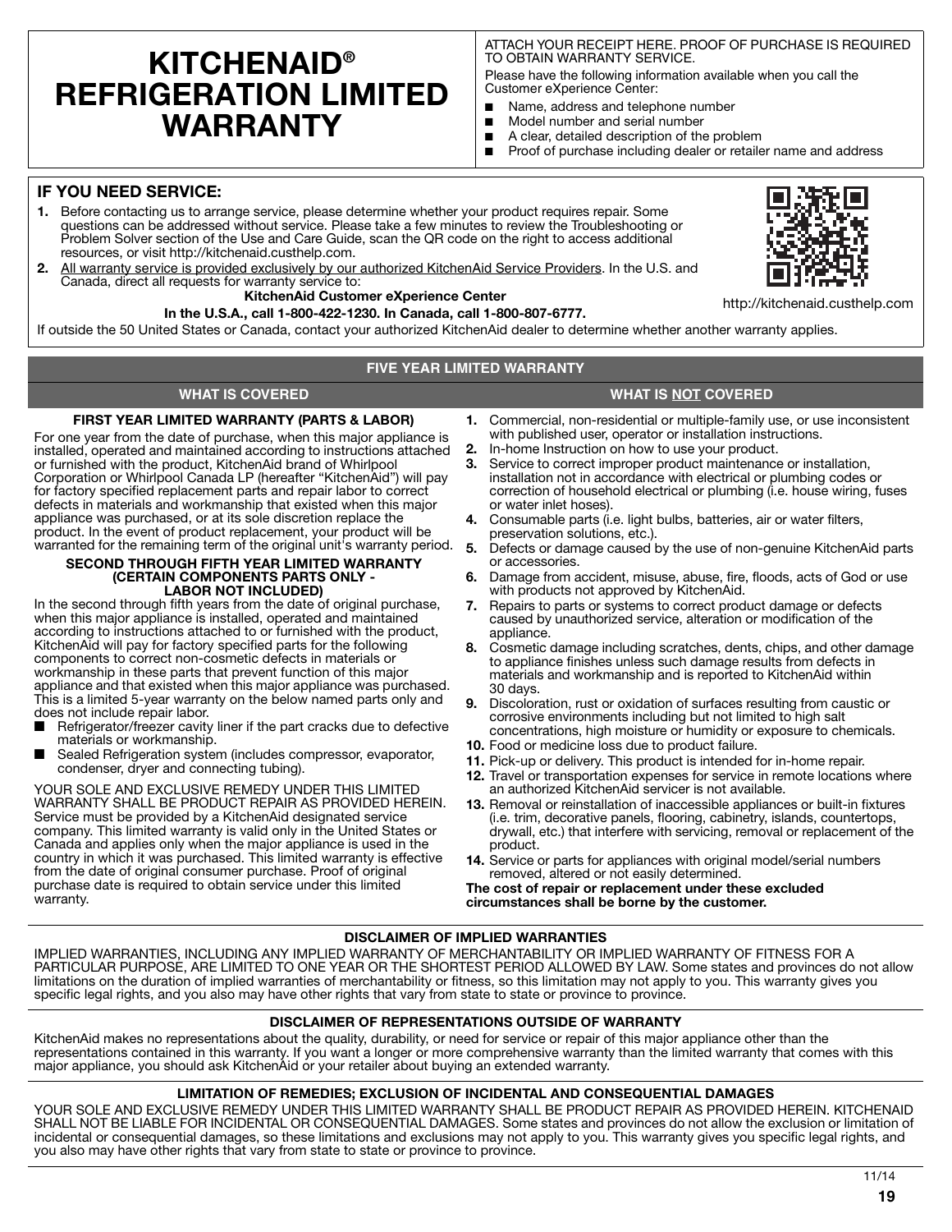# KITCHENAID® REFRIGERATION LIMITED WARRANTY

ATTACH YOUR RECEIPT HERE. PROOF OF PURCHASE IS REQUIRED TO OBTAIN WARRANTY SERVICE.

Please have the following information available when you call the Customer eXperience Center:

- Name, address and telephone number
- Model number and serial number
- A clear, detailed description of the problem
- Proof of purchase including dealer or retailer name and address

## IF YOU NEED SERVICE:

1. Before contacting us to arrange service, please determine whether your product requires repair. Some questions can be addressed without service. Please take a few minutes to review the Troubleshooting or Problem Solver section of the Use and Care Guide, scan the QR code on the right to access additional resources, or visit http://kitchenaid.custhelp.com.
2. All warranty service is provided exclusively by our authorized KitchenAid Service Providers. In the U.S. and Canada, direct all requests for warranty service to:

**KitchenAid Customer eXperience Center**

**In the U.S.A., call 1-800-422-1230. In Canada, call 1-800-807-6777.**

http://kitchenaid.custhelp.com

If outside the 50 United States or Canada, contact your authorized KitchenAid dealer to determine whether another warranty applies.

## FIVE YEAR LIMITED WARRANTY

### WHAT IS COVERED

**FIRST YEAR LIMITED WARRANTY (PARTS & LABOR)**

For one year from the date of purchase, when this major appliance is installed, operated and maintained according to instructions attached or furnished with the product, KitchenAid brand of Whirlpool Corporation or Whirlpool Canada LP (hereafter "KitchenAid") will pay for factory specified replacement parts and repair labor to correct defects in materials and workmanship that existed when this major appliance was purchased, or at its sole discretion replace the product. In the event of product replacement, your product will be warranted for the remaining term of the original unit's warranty period.

**SECOND THROUGH FIFTH YEAR LIMITED WARRANTY (CERTAIN COMPONENTS PARTS ONLY - LABOR NOT INCLUDED)**

In the second through fifth years from the date of original purchase, when this major appliance is installed, operated and maintained according to instructions attached to or furnished with the product, KitchenAid will pay for factory specified parts for the following components to correct non-cosmetic defects in materials or workmanship in these parts that prevent function of this major appliance and that existed when this major appliance was purchased. This is a limited 5-year warranty on the below named parts only and does not include repair labor.

- Refrigerator/freezer cavity liner if the part cracks due to defective materials or workmanship.
- Sealed Refrigeration system (includes compressor, evaporator, condenser, dryer and connecting tubing).

YOUR SOLE AND EXCLUSIVE REMEDY UNDER THIS LIMITED WARRANTY SHALL BE PRODUCT REPAIR AS PROVIDED HEREIN. Service must be provided by a KitchenAid designated service company. This limited warranty is valid only in the United States or Canada and applies only when the major appliance is used in the country in which it was purchased. This limited warranty is effective from the date of original consumer purchase. Proof of original purchase date is required to obtain service under this limited warranty.

### WHAT IS NOT COVERED

1. Commercial, non-residential or multiple-family use, or use inconsistent with published user, operator or installation instructions.
2. In-home Instruction on how to use your product.
3. Service to correct improper product maintenance or installation, installation not in accordance with electrical or plumbing codes or correction of household electrical or plumbing (i.e. house wiring, fuses or water inlet hoses).
4. Consumable parts (i.e. light bulbs, batteries, air or water filters, preservation solutions, etc.).
5. Defects or damage caused by the use of non-genuine KitchenAid parts or accessories.
6. Damage from accident, misuse, abuse, fire, floods, acts of God or use with products not approved by KitchenAid.
7. Repairs to parts or systems to correct product damage or defects caused by unauthorized service, alteration or modification of the appliance.
8. Cosmetic damage including scratches, dents, chips, and other damage to appliance finishes unless such damage results from defects in materials and workmanship and is reported to KitchenAid within 30 days.
9. Discoloration, rust or oxidation of surfaces resulting from caustic or corrosive environments including but not limited to high salt concentrations, high moisture or humidity or exposure to chemicals.
10. Food or medicine loss due to product failure.
11. Pick-up or delivery. This product is intended for in-home repair.
12. Travel or transportation expenses for service in remote locations where an authorized KitchenAid servicer is not available.
13. Removal or reinstallation of inaccessible appliances or built-in fixtures (i.e. trim, decorative panels, flooring, cabinetry, islands, countertops, drywall, etc.) that interfere with servicing, removal or replacement of the product.
14. Service or parts for appliances with original model/serial numbers removed, altered or not easily determined.

**The cost of repair or replacement under these excluded circumstances shall be borne by the customer.**

## DISCLAIMER OF IMPLIED WARRANTIES

IMPLIED WARRANTIES, INCLUDING ANY IMPLIED WARRANTY OF MERCHANTABILITY OR IMPLIED WARRANTY OF FITNESS FOR A PARTICULAR PURPOSE, ARE LIMITED TO ONE YEAR OR THE SHORTEST PERIOD ALLOWED BY LAW. Some states and provinces do not allow limitations on the duration of implied warranties of merchantability or fitness, so this limitation may not apply to you. This warranty gives you specific legal rights, and you also may have other rights that vary from state to state or province to province.

## DISCLAIMER OF REPRESENTATIONS OUTSIDE OF WARRANTY

KitchenAid makes no representations about the quality, durability, or need for service or repair of this major appliance other than the representations contained in this warranty. If you want a longer or more comprehensive warranty than the limited warranty that comes with this major appliance, you should ask KitchenAid or your retailer about buying an extended warranty.

## LIMITATION OF REMEDIES; EXCLUSION OF INCIDENTAL AND CONSEQUENTIAL DAMAGES

YOUR SOLE AND EXCLUSIVE REMEDY UNDER THIS LIMITED WARRANTY SHALL BE PRODUCT REPAIR AS PROVIDED HEREIN. KITCHENAID SHALL NOT BE LIABLE FOR INCIDENTAL OR CONSEQUENTIAL DAMAGES. Some states and provinces do not allow the exclusion or limitation of incidental or consequential damages, so these limitations and exclusions may not apply to you. This warranty gives you specific legal rights, and you also may have other rights that vary from state to state or province to province.

11/14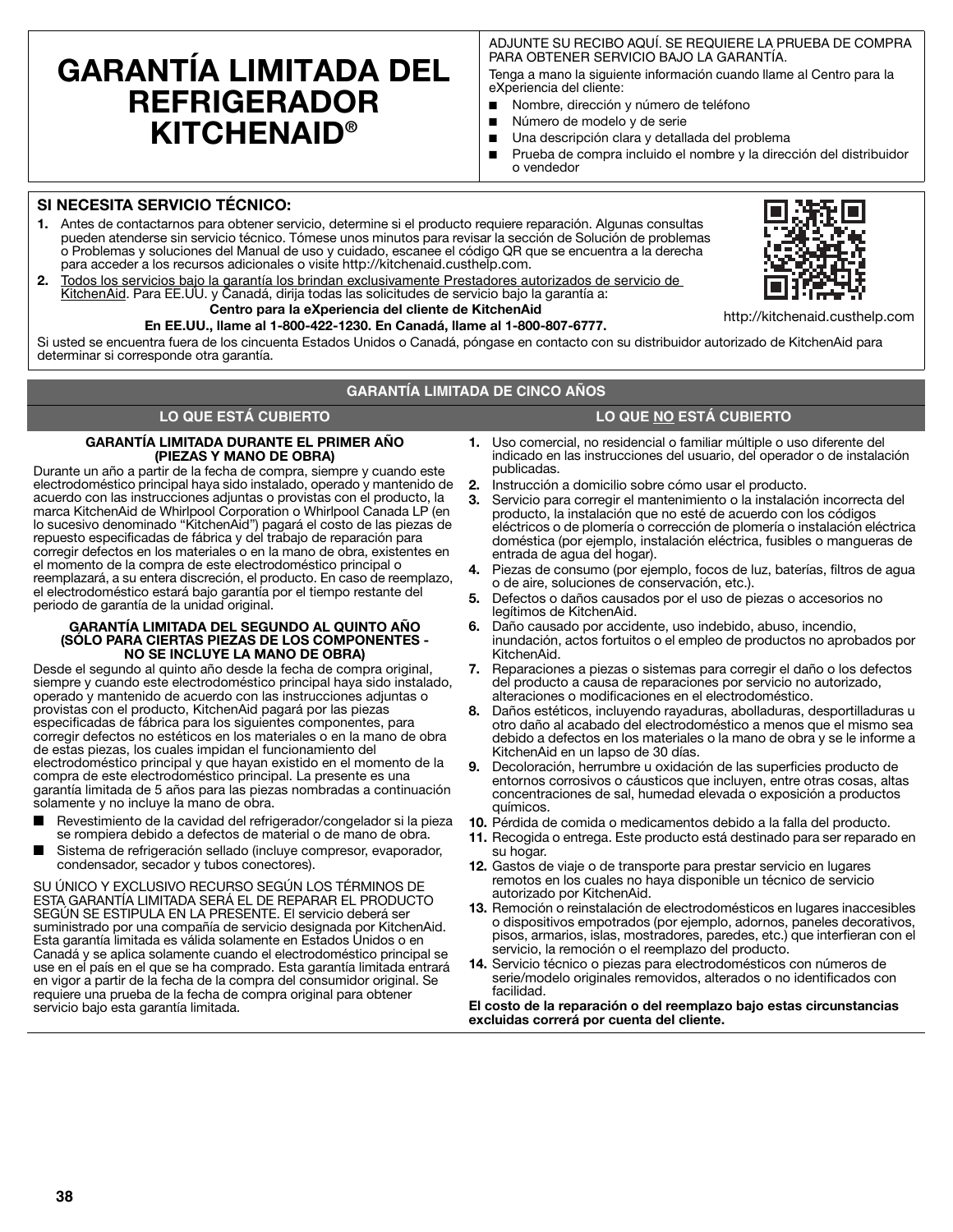# GARANTÍA LIMITADA DEL REFRIGERADOR KITCHENAID®

ADJUNTE SU RECIBO AQUÍ. SE REQUIERE LA PRUEBA DE COMPRA PARA OBTENER SERVICIO BAJO LA GARANTÍA.

Tenga a mano la siguiente información cuando llame al Centro para la eXperiencia del cliente:

- Nombre, dirección y número de teléfono
- Número de modelo y de serie
- Una descripción clara y detallada del problema
- Prueba de compra incluido el nombre y la dirección del distribuidor o vendedor

## SI NECESITA SERVICIO TÉCNICO:

1. Antes de contactarnos para obtener servicio, determine si el producto requiere reparación. Algunas consultas pueden atenderse sin servicio técnico. Tómese unos minutos para revisar la sección de Solución de problemas o Problemas y soluciones del Manual de uso y cuidado, escanee el código QR que se encuentra a la derecha para acceder a los recursos adicionales o visite http://kitchenaid.custhelp.com.
2. Todos los servicios bajo la garantía los brindan exclusivamente Prestadores autorizados de servicio de KitchenAid. Para EE.UU. y Canadá, dirija todas las solicitudes de servicio bajo la garantía a:

**Centro para la eXperiencia del cliente de KitchenAid**

**En EE.UU., llame al 1-800-422-1230. En Canadá, llame al 1-800-807-6777.**

http://kitchenaid.custhelp.com

Si usted se encuentra fuera de los cincuenta Estados Unidos o Canadá, póngase en contacto con su distribuidor autorizado de KitchenAid para determinar si corresponde otra garantía.

## GARANTÍA LIMITADA DE CINCO AÑOS

### LO QUE ESTÁ CUBIERTO

**GARANTÍA LIMITADA DURANTE EL PRIMER AÑO (PIEZAS Y MANO DE OBRA)**

Durante un año a partir de la fecha de compra, siempre y cuando este electrodoméstico principal haya sido instalado, operado y mantenido de acuerdo con las instrucciones adjuntas o provistas con el producto, la marca KitchenAid de Whirlpool Corporation o Whirlpool Canada LP (en lo sucesivo denominado "KitchenAid") pagará el costo de las piezas de repuesto especificadas de fábrica y del trabajo de reparación para corregir defectos en los materiales o en la mano de obra, existentes en el momento de la compra de este electrodoméstico principal o reemplazará, a su entera discreción, el producto. En caso de reemplazo, el electrodoméstico estará bajo garantía por el tiempo restante del periodo de garantía de la unidad original.

**GARANTÍA LIMITADA DEL SEGUNDO AL QUINTO AÑO (SÓLO PARA CIERTAS PIEZAS DE LOS COMPONENTES - NO SE INCLUYE LA MANO DE OBRA)**

Desde el segundo al quinto año desde la fecha de compra original, siempre y cuando este electrodoméstico principal haya sido instalado, operado y mantenido de acuerdo con las instrucciones adjuntas o provistas con el producto, KitchenAid pagará por las piezas especificadas de fábrica para los siguientes componentes, para corregir defectos no estéticos en los materiales o en la mano de obra de estas piezas, los cuales impidan el funcionamiento del electrodoméstico principal y que hayan existido en el momento de la compra de este electrodoméstico principal. La presente es una garantía limitada de 5 años para las piezas nombradas a continuación solamente y no incluye la mano de obra.

- Revestimiento de la cavidad del refrigerador/congelador si la pieza se rompiera debido a defectos de material o de mano de obra.
- Sistema de refrigeración sellado (incluye compresor, evaporador, condensador, secador y tubos conectores).

SU ÚNICO Y EXCLUSIVO RECURSO SEGÚN LOS TÉRMINOS DE ESTA GARANTÍA LIMITADA SERÁ EL DE REPARAR EL PRODUCTO SEGÚN SE ESTIPULA EN LA PRESENTE. El servicio deberá ser suministrado por una compañía de servicio designada por KitchenAid. Esta garantía limitada es válida solamente en Estados Unidos o en Canadá y se aplica solamente cuando el electrodoméstico principal se use en el país en el que se ha comprado. Esta garantía limitada entrará en vigor a partir de la fecha de la compra del consumidor original. Se requiere una prueba de la fecha de compra original para obtener servicio bajo esta garantía limitada.

### LO QUE NO ESTÁ CUBIERTO

1. Uso comercial, no residencial o familiar múltiple o uso diferente del indicado en las instrucciones del usuario, del operador o de instalación publicadas.
2. Instrucción a domicilio sobre cómo usar el producto.
3. Servicio para corregir el mantenimiento o la instalación incorrecta del producto, la instalación que no esté de acuerdo con los códigos eléctricos o de plomería o corrección de plomería o instalación eléctrica doméstica (por ejemplo, instalación eléctrica, fusibles o mangueras de entrada de agua del hogar).
4. Piezas de consumo (por ejemplo, focos de luz, baterías, filtros de agua o de aire, soluciones de conservación, etc.).
5. Defectos o daños causados por el uso de piezas o accesorios no legítimos de KitchenAid.
6. Daño causado por accidente, uso indebido, abuso, incendio, inundación, actos fortuitos o el empleo de productos no aprobados por KitchenAid.
7. Reparaciones a piezas o sistemas para corregir el daño o los defectos del producto a causa de reparaciones por servicio no autorizado, alteraciones o modificaciones en el electrodoméstico.
8. Daños estéticos, incluyendo rayaduras, abolladuras, desportilladuras u otro daño al acabado del electrodoméstico a menos que el mismo sea debido a defectos en los materiales o la mano de obra y se le informe a KitchenAid en un lapso de 30 días.
9. Decoloración, herrumbre u oxidación de las superficies producto de entornos corrosivos o cáusticos que incluyen, entre otras cosas, altas concentraciones de sal, humedad elevada o exposición a productos químicos.
10. Pérdida de comida o medicamentos debido a la falla del producto.
11. Recogida o entrega. Este producto está destinado para ser reparado en su hogar.
12. Gastos de viaje o de transporte para prestar servicio en lugares remotos en los cuales no haya disponible un técnico de servicio autorizado por KitchenAid.
13. Remoción o reinstalación de electrodomésticos en lugares inaccesibles o dispositivos empotrados (por ejemplo, adornos, paneles decorativos, pisos, armarios, islas, mostradores, paredes, etc.) que interfieran con el servicio, la remoción o el reemplazo del producto.
14. Servicio técnico o piezas para electrodomésticos con números de serie/modelo originales removidos, alterados o no identificados con facilidad.

**El costo de la reparación o del reemplazo bajo estas circunstancias excluidas correrá por cuenta del cliente.**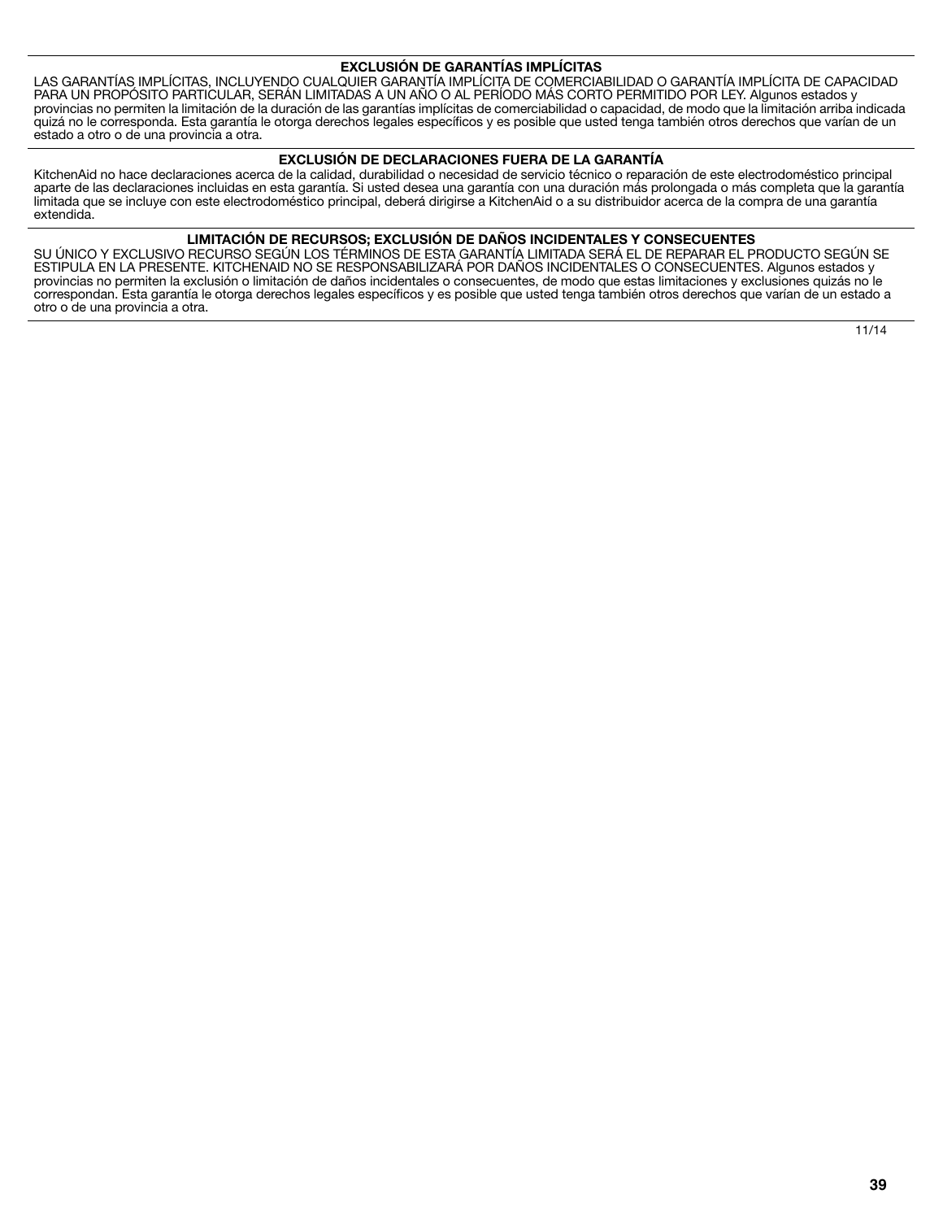### EXCLUSIÓN DE GARANTÍAS IMPLÍCITAS

LAS GARANTÍAS IMPLÍCITAS, INCLUYENDO CUALQUIER GARANTÍA IMPLÍCITA DE COMERCIABILIDAD O GARANTÍA IMPLÍCITA DE CAPACIDAD PARA UN PROPÓSITO PARTICULAR, SERÁN LIMITADAS A UN AÑO O AL PERÍODO MÁS CORTO PERMITIDO POR LEY. Algunos estados y provincias no permiten la limitación de la duración de las garantías implícitas de comerciabilidad o capacidad, de modo que la limitación arriba indicada quizá no le corresponda. Esta garantía le otorga derechos legales específicos y es posible que usted tenga también otros derechos que varían de un estado a otro o de una provincia a otra.

### EXCLUSIÓN DE DECLARACIONES FUERA DE LA GARANTÍA

KitchenAid no hace declaraciones acerca de la calidad, durabilidad o necesidad de servicio técnico o reparación de este electrodoméstico principal aparte de las declaraciones incluidas en esta garantía. Si usted desea una garantía con una duración más prolongada o más completa que la garantía limitada que se incluye con este electrodoméstico principal, deberá dirigirse a KitchenAid o a su distribuidor acerca de la compra de una garantía extendida.

### LIMITACIÓN DE RECURSOS; EXCLUSIÓN DE DAÑOS INCIDENTALES Y CONSECUENTES

SU ÚNICO Y EXCLUSIVO RECURSO SEGÚN LOS TÉRMINOS DE ESTA GARANTÍA LIMITADA SERÁ EL DE REPARAR EL PRODUCTO SEGÚN SE ESTIPULA EN LA PRESENTE. KITCHENAID NO SE RESPONSABILIZARÁ POR DAÑOS INCIDENTALES O CONSECUENTES. Algunos estados y provincias no permiten la exclusión o limitación de daños incidentales o consecuentes, de modo que estas limitaciones y exclusiones quizás no le correspondan. Esta garantía le otorga derechos legales específicos y es posible que usted tenga también otros derechos que varían de un estado a otro o de una provincia a otra.

11/14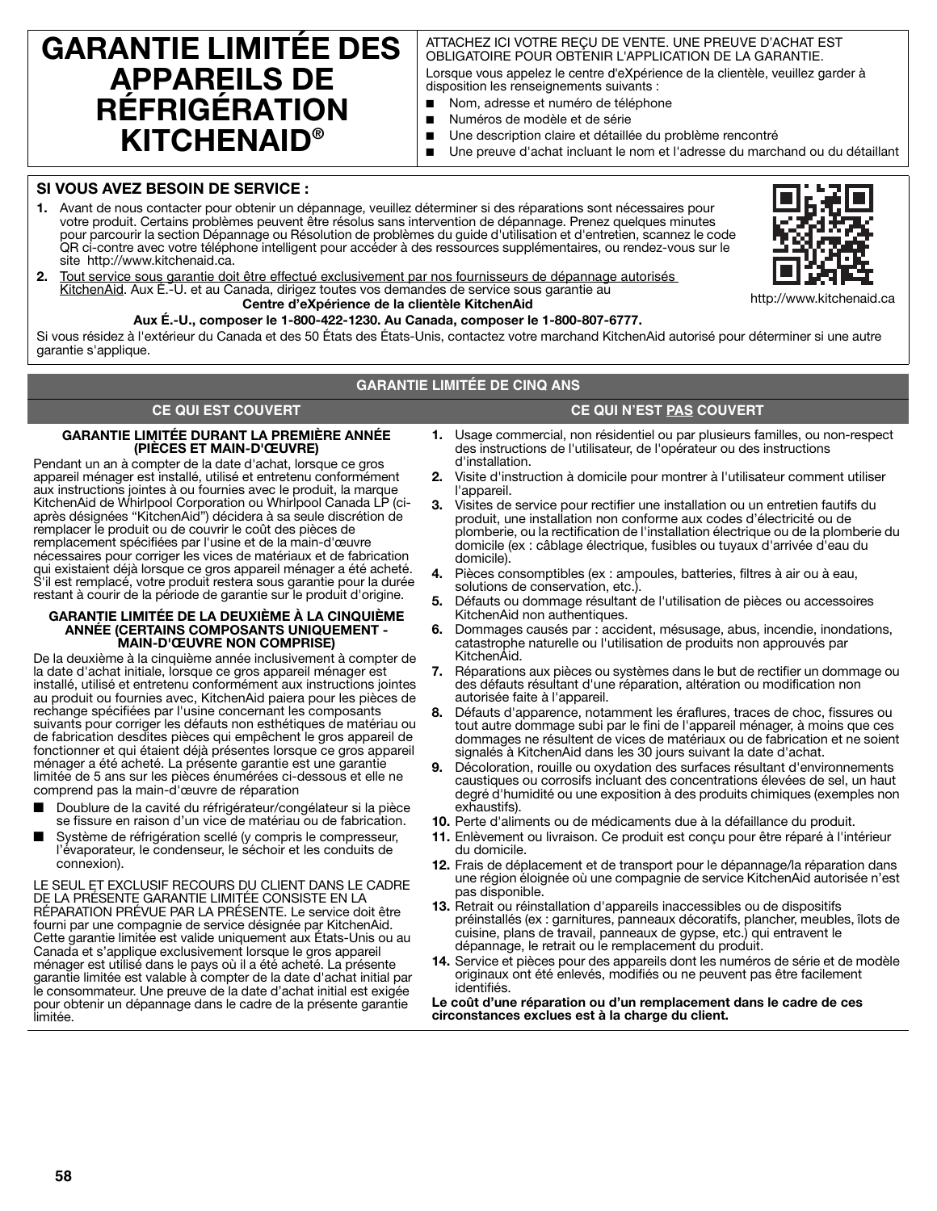# GARANTIE LIMITÉE DES APPAREILS DE RÉFRIGÉRATION KITCHENAID®

ATTACHEZ ICI VOTRE REÇU DE VENTE. UNE PREUVE D'ACHAT EST OBLIGATOIRE POUR OBTENIR L'APPLICATION DE LA GARANTIE.

Lorsque vous appelez le centre d'eXpérience de la clientèle, veuillez garder à disposition les renseignements suivants :

- Nom, adresse et numéro de téléphone
- Numéros de modèle et de série
- Une description claire et détaillée du problème rencontré
- Une preuve d'achat incluant le nom et l'adresse du marchand ou du détaillant

## SI VOUS AVEZ BESOIN DE SERVICE :

1. Avant de nous contacter pour obtenir un dépannage, veuillez déterminer si des réparations sont nécessaires pour votre produit. Certains problèmes peuvent être résolus sans intervention de dépannage. Prenez quelques minutes pour parcourir la section Dépannage ou Résolution de problèmes du guide d'utilisation et d'entretien, scannez le code QR ci-contre avec votre téléphone intelligent pour accéder à des ressources supplémentaires, ou rendez-vous sur le site http://www.kitchenaid.ca.
2. Tout service sous garantie doit être effectué exclusivement par nos fournisseurs de dépannage autorisés KitchenAid. Aux É.-U. et au Canada, dirigez toutes vos demandes de service sous garantie au

**Centre d'eXpérience de la clientèle KitchenAid**

**Aux É.-U., composer le 1-800-422-1230. Au Canada, composer le 1-800-807-6777.**

http://www.kitchenaid.ca

Si vous résidez à l'extérieur du Canada et des 50 États des États-Unis, contactez votre marchand KitchenAid autorisé pour déterminer si une autre garantie s'applique.

## GARANTIE LIMITÉE DE CINQ ANS

### CE QUI EST COUVERT

**GARANTIE LIMITÉE DURANT LA PREMIÈRE ANNÉE (PIÈCES ET MAIN-D'ŒUVRE)**

Pendant un an à compter de la date d'achat, lorsque ce gros appareil ménager est installé, utilisé et entretenu conformément aux instructions jointes à ou fournies avec le produit, la marque KitchenAid de Whirlpool Corporation ou Whirlpool Canada LP (ci-après désignées "KitchenAid") décidera à sa seule discrétion de remplacer le produit ou de couvrir le coût des pièces de remplacement spécifiées par l'usine et de la main-d'œuvre nécessaires pour corriger les vices de matériaux et de fabrication qui existaient déjà lorsque ce gros appareil ménager a été acheté. S'il est remplacé, votre produit restera sous garantie pour la durée restant à courir de la période de garantie sur le produit d'origine.

**GARANTIE LIMITÉE DE LA DEUXIÈME À LA CINQUIÈME ANNÉE (CERTAINS COMPOSANTS UNIQUEMENT - MAIN-D'ŒUVRE NON COMPRISE)**

De la deuxième à la cinquième année inclusivement à compter de la date d'achat initiale, lorsque ce gros appareil ménager est installé, utilisé et entretenu conformément aux instructions jointes au produit ou fournies avec, KitchenAid paiera pour les pièces de rechange spécifiées par l'usine concernant les composants suivants pour corriger les défauts non esthétiques de matériau ou de fabrication desdites pièces qui empêchent le gros appareil de fonctionner et qui étaient déjà présentes lorsque ce gros appareil ménager a été acheté. La présente garantie est une garantie limitée de 5 ans sur les pièces énumérées ci-dessous et elle ne comprend pas la main-d'œuvre de réparation

- Doublure de la cavité du réfrigérateur/congélateur si la pièce se fissure en raison d'un vice de matériau ou de fabrication.
- Système de réfrigération scellé (y compris le compresseur, l'évaporateur, le condenseur, le séchoir et les conduits de connexion).

LE SEUL ET EXCLUSIF RECOURS DU CLIENT DANS LE CADRE DE LA PRÉSENTE GARANTIE LIMITÉE CONSISTE EN LA RÉPARATION PRÉVUE PAR LA PRÉSENTE. Le service doit être fourni par une compagnie de service désignée par KitchenAid. Cette garantie limitée est valide uniquement aux États-Unis ou au Canada et s'applique exclusivement lorsque le gros appareil ménager est utilisé dans le pays où il a été acheté. La présente garantie limitée est valable à compter de la date d'achat initial par le consommateur. Une preuve de la date d'achat initial est exigée pour obtenir un dépannage dans le cadre de la présente garantie limitée.

### CE QUI N'EST PAS COUVERT

1. Usage commercial, non résidentiel ou par plusieurs familles, ou non-respect des instructions de l'utilisateur, de l'opérateur ou des instructions d'installation.
2. Visite d'instruction à domicile pour montrer à l'utilisateur comment utiliser l'appareil.
3. Visites de service pour rectifier une installation ou un entretien fautifs du produit, une installation non conforme aux codes d'électricité ou de plomberie, ou la rectification de l'installation électrique ou de la plomberie du domicile (ex : câblage électrique, fusibles ou tuyaux d'arrivée d'eau du domicile).
4. Pièces consomptibles (ex : ampoules, batteries, filtres à air ou à eau, solutions de conservation, etc.).
5. Défauts ou dommage résultant de l'utilisation de pièces ou accessoires KitchenAid non authentiques.
6. Dommages causés par : accident, mésusage, abus, incendie, inondations, catastrophe naturelle ou l'utilisation de produits non approuvés par KitchenAid.
7. Réparations aux pièces ou systèmes dans le but de rectifier un dommage ou des défauts résultant d'une réparation, altération ou modification non autorisée faite à l'appareil.
8. Défauts d'apparence, notamment les éraflures, traces de choc, fissures ou tout autre dommage subi par le fini de l'appareil ménager, à moins que ces dommages ne résultent de vices de matériaux ou de fabrication et ne soient signalés à KitchenAid dans les 30 jours suivant la date d'achat.
9. Décoloration, rouille ou oxydation des surfaces résultant d'environnements caustiques ou corrosifs incluant des concentrations élevées de sel, un haut degré d'humidité ou une exposition à des produits chimiques (exemples non exhaustifs).
10. Perte d'aliments ou de médicaments due à la défaillance du produit.
11. Enlèvement ou livraison. Ce produit est conçu pour être réparé à l'intérieur du domicile.
12. Frais de déplacement et de transport pour le dépannage/la réparation dans une région éloignée où une compagnie de service KitchenAid autorisée n'est pas disponible.
13. Retrait ou réinstallation d'appareils inaccessibles ou de dispositifs préinstallés (ex : garnitures, panneaux décoratifs, plancher, meubles, îlots de cuisine, plans de travail, panneaux de gypse, etc.) qui entravent le dépannage, le retrait ou le remplacement du produit.
14. Service et pièces pour des appareils dont les numéros de série et de modèle originaux ont été enlevés, modifiés ou ne peuvent pas être facilement identifiés.

**Le coût d'une réparation ou d'un remplacement dans le cadre de ces circonstances exclues est à la charge du client.**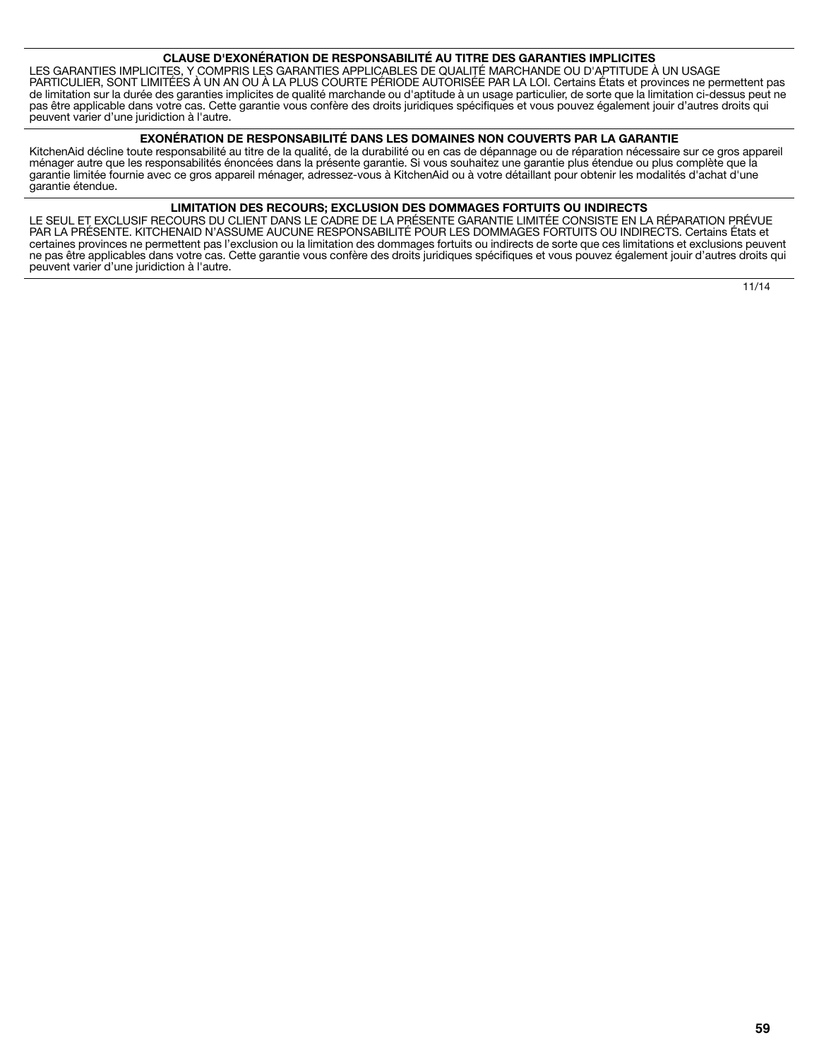### CLAUSE D'EXONÉRATION DE RESPONSABILITÉ AU TITRE DES GARANTIES IMPLICITES

LES GARANTIES IMPLICITES, Y COMPRIS LES GARANTIES APPLICABLES DE QUALITÉ MARCHANDE OU D'APTITUDE À UN USAGE PARTICULIER, SONT LIMITÉES À UN AN OU À LA PLUS COURTE PÉRIODE AUTORISÉE PAR LA LOI. Certains États et provinces ne permettent pas de limitation sur la durée des garanties implicites de qualité marchande ou d'aptitude à un usage particulier, de sorte que la limitation ci-dessus peut ne pas être applicable dans votre cas. Cette garantie vous confère des droits juridiques spécifiques et vous pouvez également jouir d'autres droits qui peuvent varier d'une juridiction à l'autre.

### EXONÉRATION DE RESPONSABILITÉ DANS LES DOMAINES NON COUVERTS PAR LA GARANTIE

KitchenAid décline toute responsabilité au titre de la qualité, de la durabilité ou en cas de dépannage ou de réparation nécessaire sur ce gros appareil ménager autre que les responsabilités énoncées dans la présente garantie. Si vous souhaitez une garantie plus étendue ou plus complète que la garantie limitée fournie avec ce gros appareil ménager, adressez-vous à KitchenAid ou à votre détaillant pour obtenir les modalités d'achat d'une garantie étendue.

### LIMITATION DES RECOURS; EXCLUSION DES DOMMAGES FORTUITS OU INDIRECTS

LE SEUL ET EXCLUSIF RECOURS DU CLIENT DANS LE CADRE DE LA PRÉSENTE GARANTIE LIMITÉE CONSISTE EN LA RÉPARATION PRÉVUE PAR LA PRÉSENTE. KITCHENAID N'ASSUME AUCUNE RESPONSABILITÉ POUR LES DOMMAGES FORTUITS OU INDIRECTS. Certains États et certaines provinces ne permettent pas l'exclusion ou la limitation des dommages fortuits ou indirects de sorte que ces limitations et exclusions peuvent ne pas être applicables dans votre cas. Cette garantie vous confère des droits juridiques spécifiques et vous pouvez également jouir d'autres droits qui peuvent varier d'une juridiction à l'autre.

11/14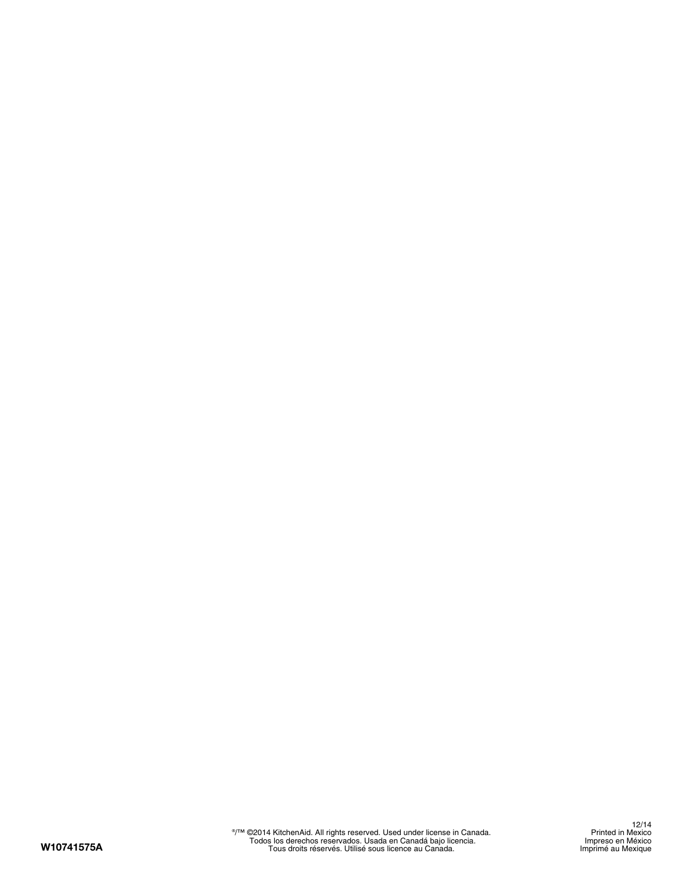W10741575A

®/™ ©2014 KitchenAid. All rights reserved. Used under license in Canada.
Todos los derechos reservados. Usada en Canadá bajo licencia.
Tous droits réservés. Utilisé sous licence au Canada.

12/14
Printed in Mexico
Impreso en México
Imprimé au Mexique